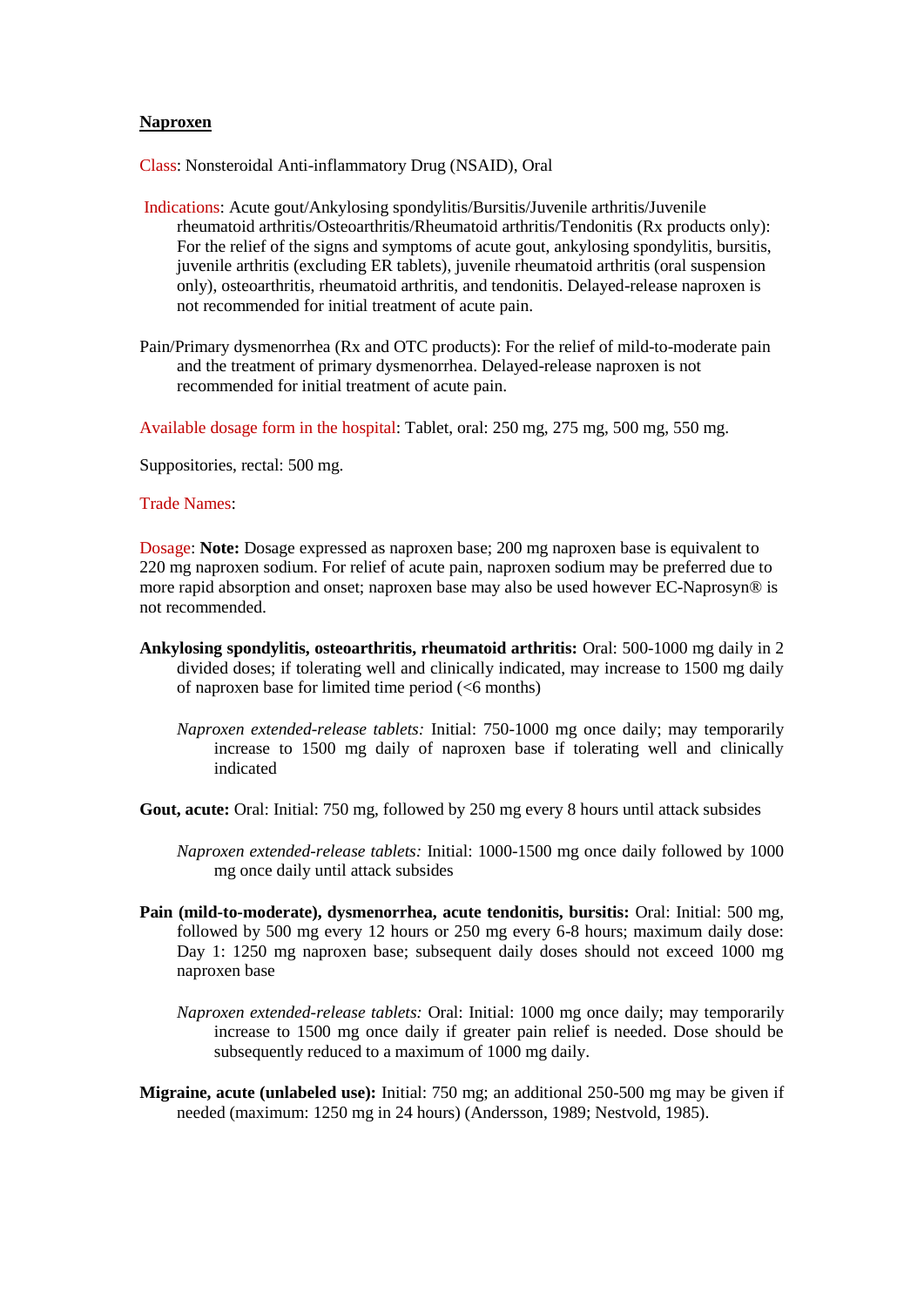**Naproxen**

Class: Nonsteroidal Anti-inflammatory Drug (NSAID), Oral

Indications: Acute gout/Ankylosing spondylitis/Bursitis/Juvenile arthritis/Juvenile rheumatoid arthritis/Osteoarthritis/Rheumatoid arthritis/Tendonitis (Rx products only): For the relief of the signs and symptoms of acute gout, ankylosing spondylitis, bursitis, juvenile arthritis (excluding ER tablets), juvenile rheumatoid arthritis (oral suspension only), osteoarthritis, rheumatoid arthritis, and tendonitis. Delayed-release naproxen is not recommended for initial treatment of acute pain.

Pain/Primary dysmenorrhea (Rx and OTC products): For the relief of mild-to-moderate pain and the treatment of primary dysmenorrhea. Delayed-release naproxen is not recommended for initial treatment of acute pain.

Available dosage form in the hospital: Tablet, oral: 250 mg, 275 mg, 500 mg, 550 mg.

Suppositories, rectal: 500 mg.

Trade Names:

Dosage: **Note:** Dosage expressed as naproxen base; 200 mg naproxen base is equivalent to 220 mg naproxen sodium. For relief of acute pain, naproxen sodium may be preferred due to more rapid absorption and onset; naproxen base may also be used however EC-Naprosyn® is not recommended.

**Ankylosing spondylitis, osteoarthritis, rheumatoid arthritis:** Oral: 500-1000 mg daily in 2 divided doses; if tolerating well and clinically indicated, may increase to 1500 mg daily of naproxen base for limited time period (<6 months)

*Naproxen extended-release tablets:* Initial: 750-1000 mg once daily; may temporarily increase to 1500 mg daily of naproxen base if tolerating well and clinically indicated

**Gout, acute:** Oral: Initial: 750 mg, followed by 250 mg every 8 hours until attack subsides

*Naproxen extended-release tablets:* Initial: 1000-1500 mg once daily followed by 1000 mg once daily until attack subsides

**Pain (mild-to-moderate), dysmenorrhea, acute tendonitis, bursitis:** Oral: Initial: 500 mg, followed by 500 mg every 12 hours or 250 mg every 6-8 hours; maximum daily dose: Day 1: 1250 mg naproxen base; subsequent daily doses should not exceed 1000 mg naproxen base

*Naproxen extended-release tablets:* Oral: Initial: 1000 mg once daily; may temporarily increase to 1500 mg once daily if greater pain relief is needed. Dose should be subsequently reduced to a maximum of 1000 mg daily.

**Migraine, acute (unlabeled use):** Initial: 750 mg; an additional 250-500 mg may be given if needed (maximum: 1250 mg in 24 hours) (Andersson, 1989; Nestvold, 1985).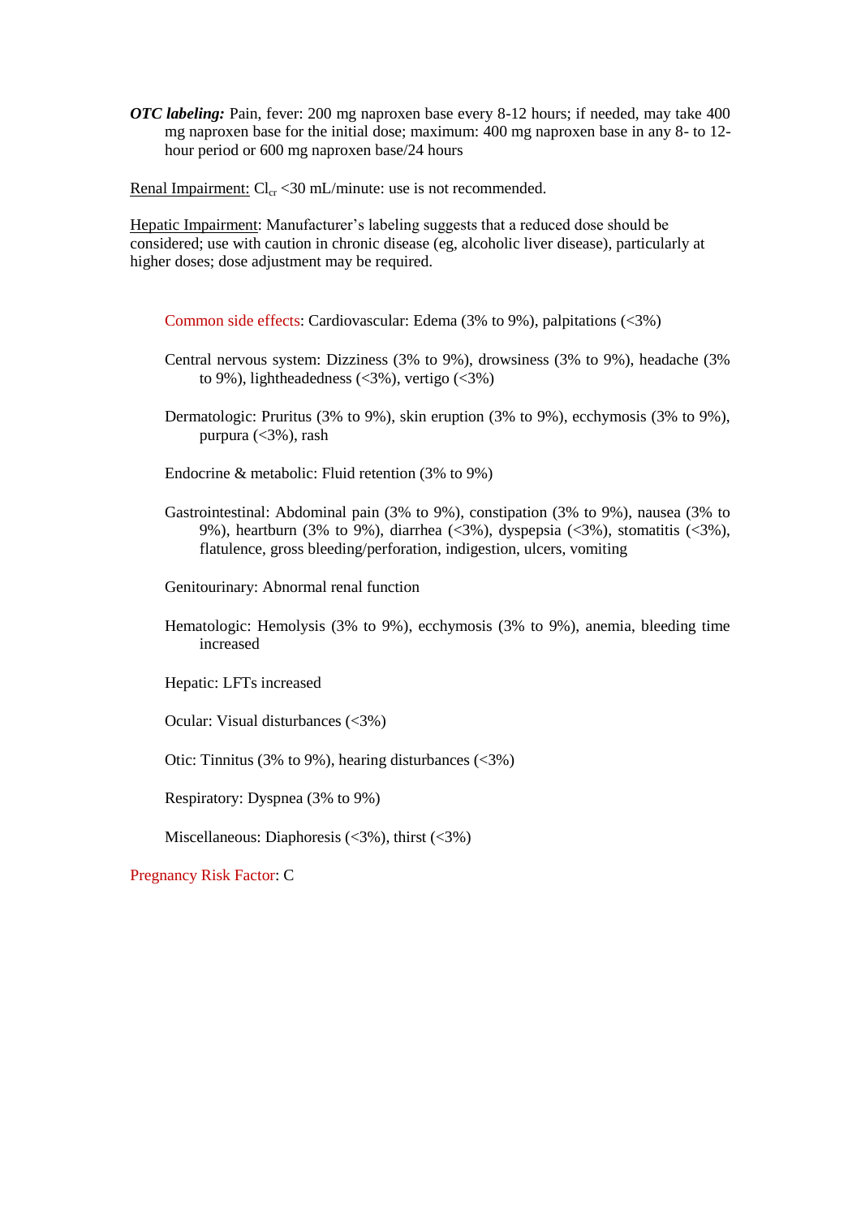***OTC labeling:*** Pain, fever: 200 mg naproxen base every 8-12 hours; if needed, may take 400 mg naproxen base for the initial dose; maximum: 400 mg naproxen base in any 8- to 12-hour period or 600 mg naproxen base/24 hours

Renal Impairment: $Cl_{cr}$ <30 mL/minute: use is not recommended.

Hepatic Impairment: Manufacturer's labeling suggests that a reduced dose should be considered; use with caution in chronic disease (eg, alcoholic liver disease), particularly at higher doses; dose adjustment may be required.

Common side effects: Cardiovascular: Edema (3% to 9%), palpitations (<3%)

Central nervous system: Dizziness (3% to 9%), drowsiness (3% to 9%), headache (3% to 9%), lightheadedness (<3%), vertigo (<3%)

Dermatologic: Pruritus (3% to 9%), skin eruption (3% to 9%), ecchymosis (3% to 9%), purpura (<3%), rash

Endocrine & metabolic: Fluid retention (3% to 9%)

Gastrointestinal: Abdominal pain (3% to 9%), constipation (3% to 9%), nausea (3% to 9%), heartburn (3% to 9%), diarrhea (<3%), dyspepsia (<3%), stomatitis (<3%), flatulence, gross bleeding/perforation, indigestion, ulcers, vomiting

Genitourinary: Abnormal renal function

Hematologic: Hemolysis (3% to 9%), ecchymosis (3% to 9%), anemia, bleeding time increased

Hepatic: LFTs increased

Ocular: Visual disturbances (<3%)

Otic: Tinnitus (3% to 9%), hearing disturbances (<3%)

Respiratory: Dyspnea (3% to 9%)

Miscellaneous: Diaphoresis (<3%), thirst (<3%)

Pregnancy Risk Factor: C